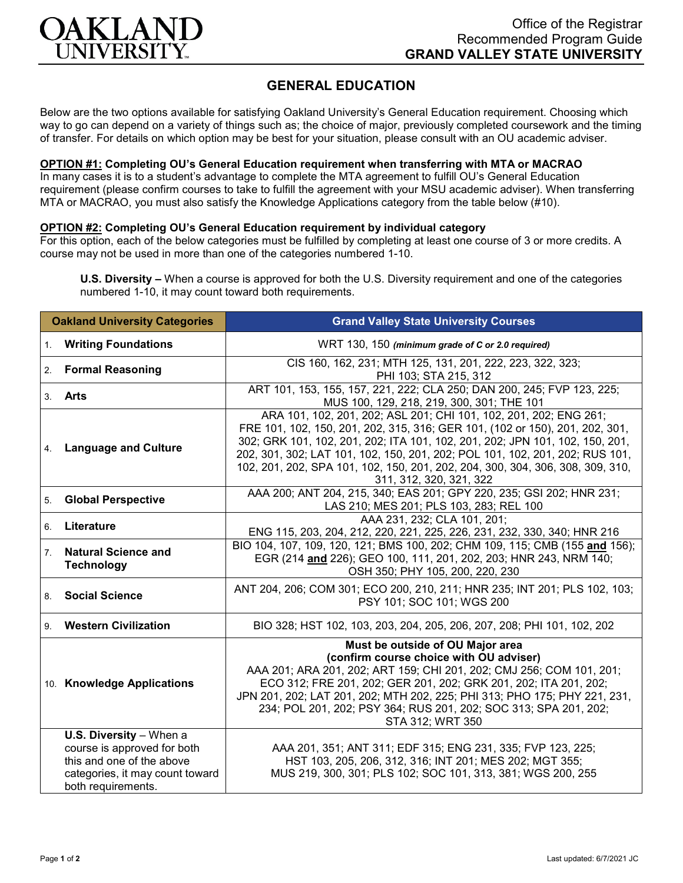Office of the Registrar
Recommended Program Guide
**GRAND VALLEY STATE UNIVERSITY**

# GENERAL EDUCATION

Below are the two options available for satisfying Oakland University's General Education requirement. Choosing which way to go can depend on a variety of things such as; the choice of major, previously completed coursework and the timing of transfer. For details on which option may be best for your situation, please consult with an OU academic adviser.

**OPTION #1: Completing OU's General Education requirement when transferring with MTA or MACRAO**
In many cases it is to a student's advantage to complete the MTA agreement to fulfill OU's General Education requirement (please confirm courses to take to fulfill the agreement with your MSU academic adviser). When transferring MTA or MACRAO, you must also satisfy the Knowledge Applications category from the table below (#10).

**OPTION #2: Completing OU's General Education requirement by individual category**
For this option, each of the below categories must be fulfilled by completing at least one course of 3 or more credits. A course may not be used in more than one of the categories numbered 1-10.

**U.S. Diversity –** When a course is approved for both the U.S. Diversity requirement and one of the categories numbered 1-10, it may count toward both requirements.

| Oakland University Categories | Grand Valley State University Courses |
|---|---|
| 1. **Writing Foundations** | WRT 130, 150 ***(minimum grade of C or 2.0 required)*** |
| 2. **Formal Reasoning** | CIS 160, 162, 231; MTH 125, 131, 201, 222, 223, 322, 323; PHI 103; STA 215, 312 |
| 3. **Arts** | ART 101, 153, 155, 157, 221, 222; CLA 250; DAN 200, 245; FVP 123, 225; MUS 100, 129, 218, 219, 300, 301; THE 101 |
| 4. **Language and Culture** | ARA 101, 102, 201, 202; ASL 201; CHI 101, 102, 201, 202; ENG 261; FRE 101, 102, 150, 201, 202, 315, 316; GER 101, (102 or 150), 201, 202, 301, 302; GRK 101, 102, 201, 202; ITA 101, 102, 201, 202; JPN 101, 102, 150, 201, 202, 301, 302; LAT 101, 102, 150, 201, 202; POL 101, 102, 201, 202; RUS 101, 102, 201, 202, SPA 101, 102, 150, 201, 202, 204, 300, 304, 306, 308, 309, 310, 311, 312, 320, 321, 322 |
| 5. **Global Perspective** | AAA 200; ANT 204, 215, 340; EAS 201; GPY 220, 235; GSI 202; HNR 231; LAS 210; MES 201; PLS 103, 283; REL 100 |
| 6. **Literature** | AAA 231, 232; CLA 101, 201; ENG 115, 203, 204, 212, 220, 221, 225, 226, 231, 232, 330, 340; HNR 216 |
| 7. **Natural Science and Technology** | BIO 104, 107, 109, 120, 121; BMS 100, 202; CHM 109, 115; CMB (155 **and** 156); EGR (214 **and** 226); GEO 100, 111, 201, 202, 203; HNR 243, NRM 140; OSH 350; PHY 105, 200, 220, 230 |
| 8. **Social Science** | ANT 204, 206; COM 301; ECO 200, 210, 211; HNR 235; INT 201; PLS 102, 103; PSY 101; SOC 101; WGS 200 |
| 9. **Western Civilization** | BIO 328; HST 102, 103, 203, 204, 205, 206, 207, 208; PHI 101, 102, 202 |
| 10. **Knowledge Applications** | **Must be outside of OU Major area (confirm course choice with OU adviser)** AAA 201; ARA 201, 202; ART 159; CHI 201, 202; CMJ 256; COM 101, 201; ECO 312; FRE 201, 202; GER 201, 202; GRK 201, 202; ITA 201, 202; JPN 201, 202; LAT 201, 202; MTH 202, 225; PHI 313; PHO 175; PHY 221, 231, 234; POL 201, 202; PSY 364; RUS 201, 202; SOC 313; SPA 201, 202; STA 312; WRT 350 |
| **U.S. Diversity** – When a course is approved for both this and one of the above categories, it may count toward both requirements. | AAA 201, 351; ANT 311; EDF 315; ENG 231, 335; FVP 123, 225; HST 103, 205, 206, 312, 316; INT 201; MES 202; MGT 355; MUS 219, 300, 301; PLS 102; SOC 101, 313, 381; WGS 200, 255 |

Last updated: 6/7/2021 JC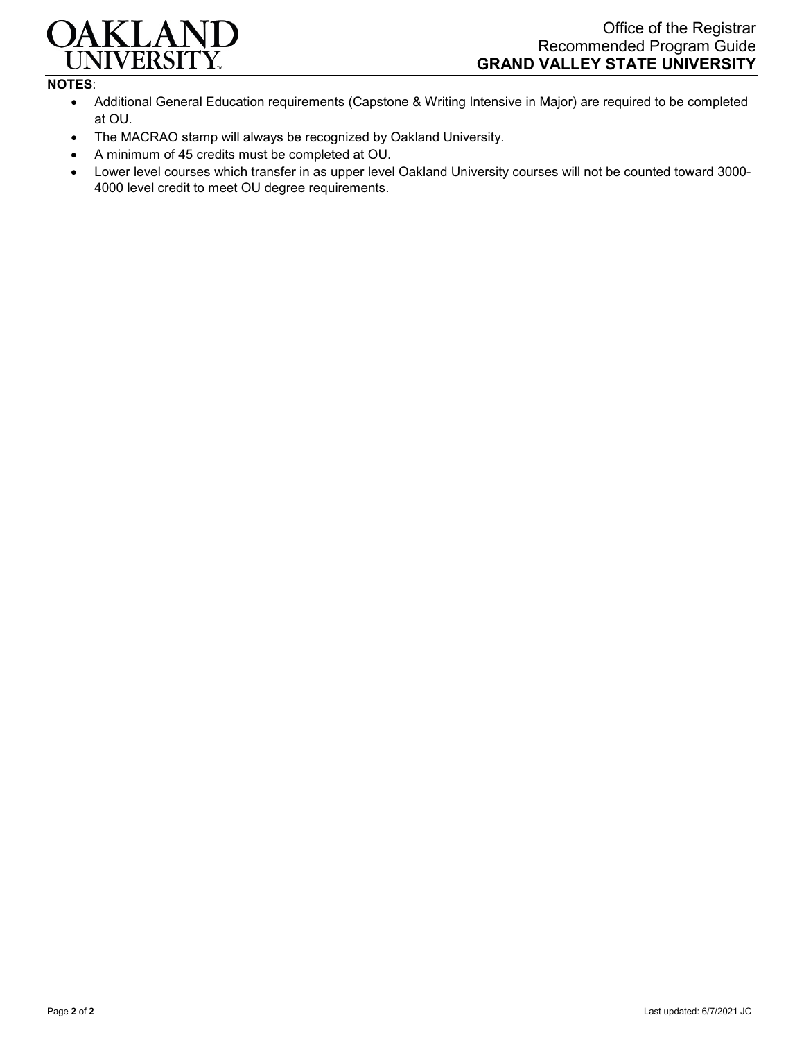**NOTES**:

- Additional General Education requirements (Capstone & Writing Intensive in Major) are required to be completed at OU.
- The MACRAO stamp will always be recognized by Oakland University.
- A minimum of 45 credits must be completed at OU.
- Lower level courses which transfer in as upper level Oakland University courses will not be counted toward 3000-4000 level credit to meet OU degree requirements.